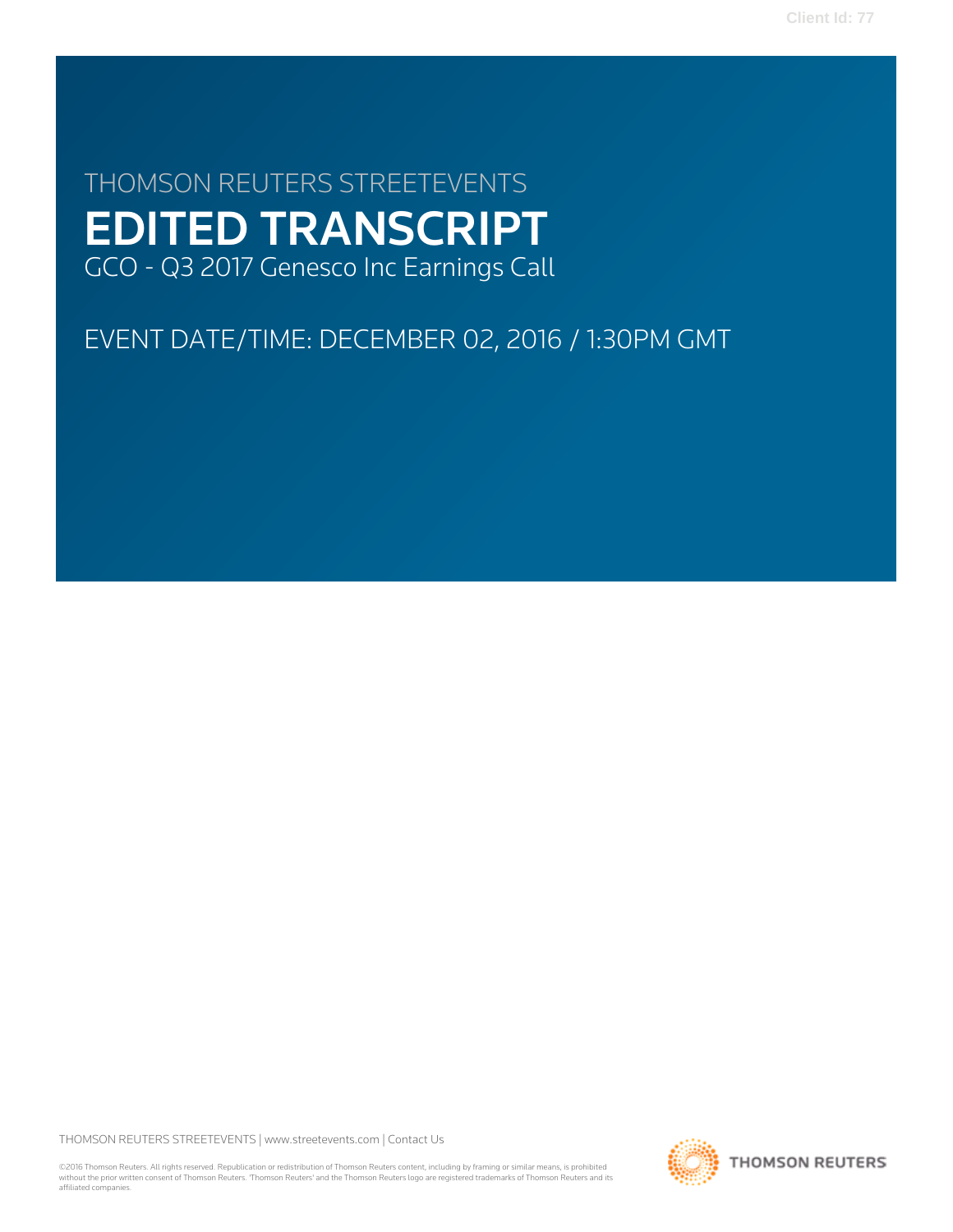THOMSON REUTERS STREETEVENTS

# EDITED TRANSCRIPT

GCO - Q3 2017 Genesco Inc Earnings Call

EVENT DATE/TIME: DECEMBER 02, 2016 / 1:30PM GMT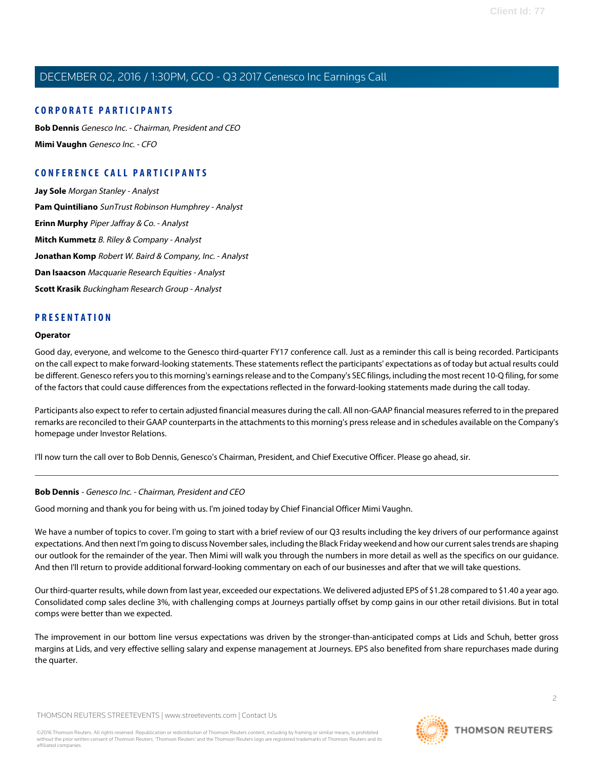## CORPORATE PARTICIPANTS

**Bob Dennis** *Genesco Inc. - Chairman, President and CEO*

**Mimi Vaughn** *Genesco Inc. - CFO*

## CONFERENCE CALL PARTICIPANTS

**Jay Sole** *Morgan Stanley - Analyst*

**Pam Quintiliano** *SunTrust Robinson Humphrey - Analyst*

**Erinn Murphy** *Piper Jaffray & Co. - Analyst*

**Mitch Kummetz** *B. Riley & Company - Analyst*

**Jonathan Komp** *Robert W. Baird & Company, Inc. - Analyst*

**Dan Isaacson** *Macquarie Research Equities - Analyst*

**Scott Krasik** *Buckingham Research Group - Analyst*

## PRESENTATION

**Operator**

Good day, everyone, and welcome to the Genesco third-quarter FY17 conference call. Just as a reminder this call is being recorded. Participants on the call expect to make forward-looking statements. These statements reflect the participants' expectations as of today but actual results could be different. Genesco refers you to this morning's earnings release and to the Company's SEC filings, including the most recent 10-Q filing, for some of the factors that could cause differences from the expectations reflected in the forward-looking statements made during the call today.

Participants also expect to refer to certain adjusted financial measures during the call. All non-GAAP financial measures referred to in the prepared remarks are reconciled to their GAAP counterparts in the attachments to this morning's press release and in schedules available on the Company's homepage under Investor Relations.

I'll now turn the call over to Bob Dennis, Genesco's Chairman, President, and Chief Executive Officer. Please go ahead, sir.

---

**Bob Dennis** - *Genesco Inc. - Chairman, President and CEO*

Good morning and thank you for being with us. I'm joined today by Chief Financial Officer Mimi Vaughn.

We have a number of topics to cover. I'm going to start with a brief review of our Q3 results including the key drivers of our performance against expectations. And then next I'm going to discuss November sales, including the Black Friday weekend and how our current sales trends are shaping our outlook for the remainder of the year. Then Mimi will walk you through the numbers in more detail as well as the specifics on our guidance. And then I'll return to provide additional forward-looking commentary on each of our businesses and after that we will take questions.

Our third-quarter results, while down from last year, exceeded our expectations. We delivered adjusted EPS of $1.28 compared to $1.40 a year ago. Consolidated comp sales decline 3%, with challenging comps at Journeys partially offset by comp gains in our other retail divisions. But in total comps were better than we expected.

The improvement in our bottom line versus expectations was driven by the stronger-than-anticipated comps at Lids and Schuh, better gross margins at Lids, and very effective selling salary and expense management at Journeys. EPS also benefited from share repurchases made during the quarter.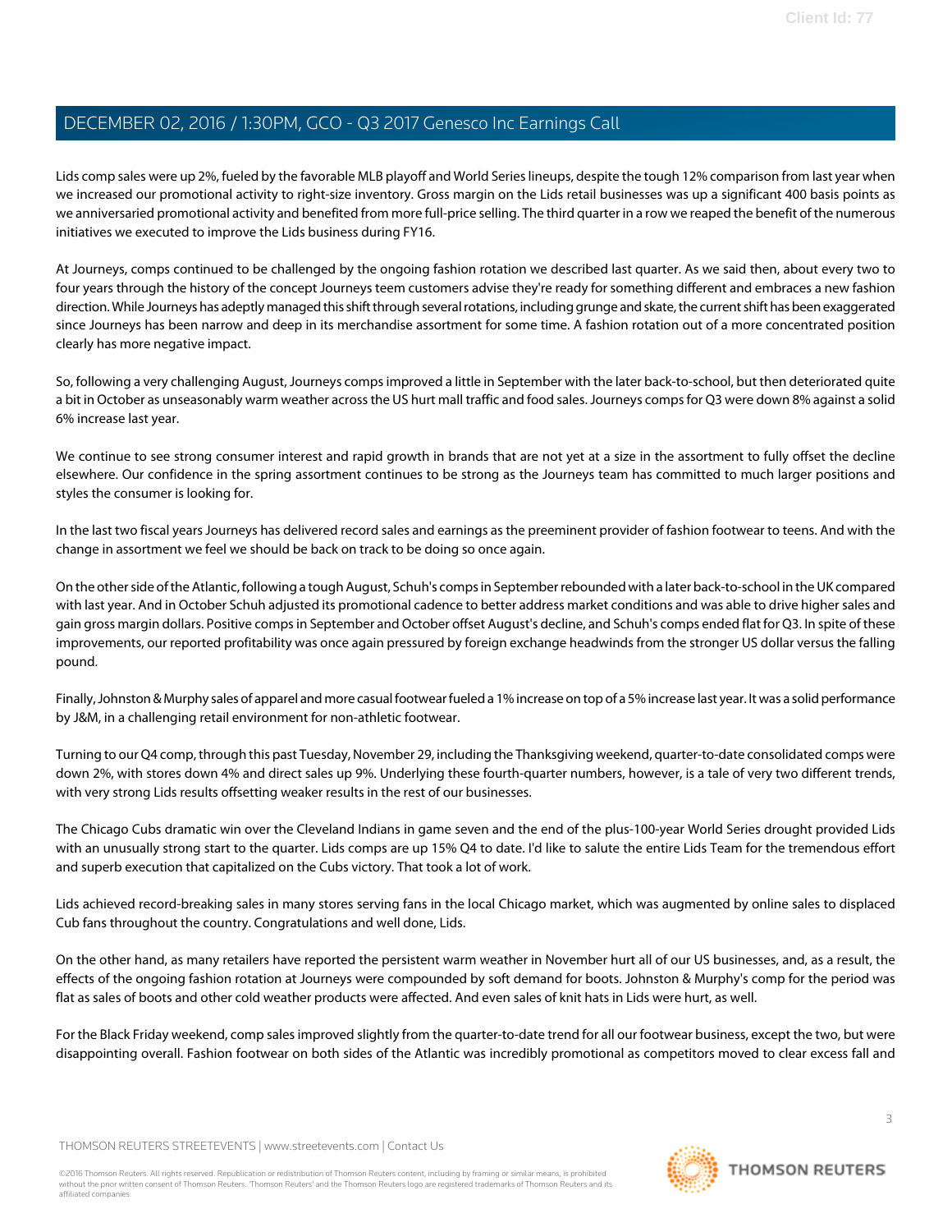Lids comp sales were up 2%, fueled by the favorable MLB playoff and World Series lineups, despite the tough 12% comparison from last year when we increased our promotional activity to right-size inventory. Gross margin on the Lids retail businesses was up a significant 400 basis points as we anniversaried promotional activity and benefited from more full-price selling. The third quarter in a row we reaped the benefit of the numerous initiatives we executed to improve the Lids business during FY16.

At Journeys, comps continued to be challenged by the ongoing fashion rotation we described last quarter. As we said then, about every two to four years through the history of the concept Journeys teem customers advise they're ready for something different and embraces a new fashion direction. While Journeys has adeptly managed this shift through several rotations, including grunge and skate, the current shift has been exaggerated since Journeys has been narrow and deep in its merchandise assortment for some time. A fashion rotation out of a more concentrated position clearly has more negative impact.

So, following a very challenging August, Journeys comps improved a little in September with the later back-to-school, but then deteriorated quite a bit in October as unseasonably warm weather across the US hurt mall traffic and food sales. Journeys comps for Q3 were down 8% against a solid 6% increase last year.

We continue to see strong consumer interest and rapid growth in brands that are not yet at a size in the assortment to fully offset the decline elsewhere. Our confidence in the spring assortment continues to be strong as the Journeys team has committed to much larger positions and styles the consumer is looking for.

In the last two fiscal years Journeys has delivered record sales and earnings as the preeminent provider of fashion footwear to teens. And with the change in assortment we feel we should be back on track to be doing so once again.

On the other side of the Atlantic, following a tough August, Schuh's comps in September rebounded with a later back-to-school in the UK compared with last year. And in October Schuh adjusted its promotional cadence to better address market conditions and was able to drive higher sales and gain gross margin dollars. Positive comps in September and October offset August's decline, and Schuh's comps ended flat for Q3. In spite of these improvements, our reported profitability was once again pressured by foreign exchange headwinds from the stronger US dollar versus the falling pound.

Finally, Johnston & Murphy sales of apparel and more casual footwear fueled a 1% increase on top of a 5% increase last year. It was a solid performance by J&M, in a challenging retail environment for non-athletic footwear.

Turning to our Q4 comp, through this past Tuesday, November 29, including the Thanksgiving weekend, quarter-to-date consolidated comps were down 2%, with stores down 4% and direct sales up 9%. Underlying these fourth-quarter numbers, however, is a tale of very two different trends, with very strong Lids results offsetting weaker results in the rest of our businesses.

The Chicago Cubs dramatic win over the Cleveland Indians in game seven and the end of the plus-100-year World Series drought provided Lids with an unusually strong start to the quarter. Lids comps are up 15% Q4 to date. I'd like to salute the entire Lids Team for the tremendous effort and superb execution that capitalized on the Cubs victory. That took a lot of work.

Lids achieved record-breaking sales in many stores serving fans in the local Chicago market, which was augmented by online sales to displaced Cub fans throughout the country. Congratulations and well done, Lids.

On the other hand, as many retailers have reported the persistent warm weather in November hurt all of our US businesses, and, as a result, the effects of the ongoing fashion rotation at Journeys were compounded by soft demand for boots. Johnston & Murphy's comp for the period was flat as sales of boots and other cold weather products were affected. And even sales of knit hats in Lids were hurt, as well.

For the Black Friday weekend, comp sales improved slightly from the quarter-to-date trend for all our footwear business, except the two, but were disappointing overall. Fashion footwear on both sides of the Atlantic was incredibly promotional as competitors moved to clear excess fall and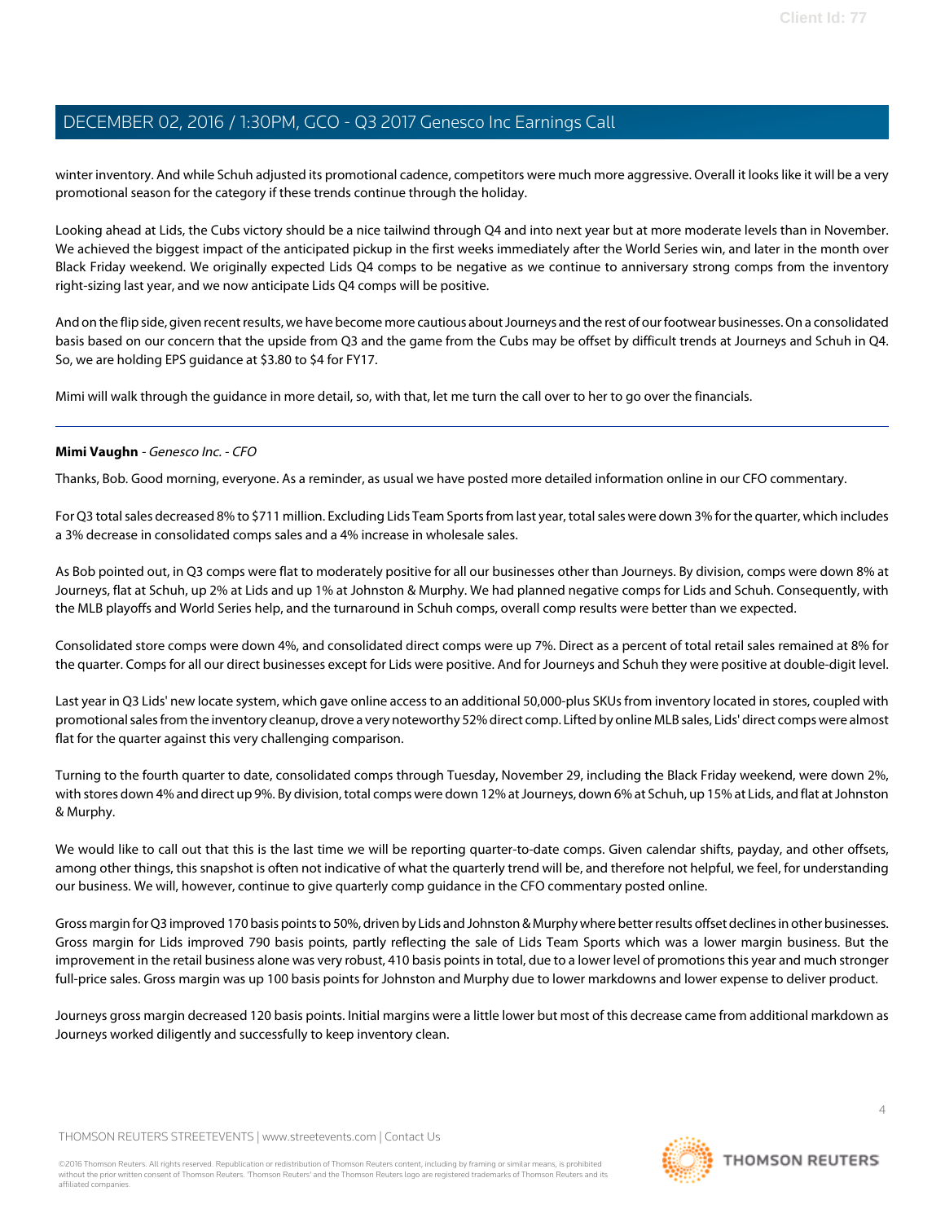winter inventory. And while Schuh adjusted its promotional cadence, competitors were much more aggressive. Overall it looks like it will be a very promotional season for the category if these trends continue through the holiday.

Looking ahead at Lids, the Cubs victory should be a nice tailwind through Q4 and into next year but at more moderate levels than in November. We achieved the biggest impact of the anticipated pickup in the first weeks immediately after the World Series win, and later in the month over Black Friday weekend. We originally expected Lids Q4 comps to be negative as we continue to anniversary strong comps from the inventory right-sizing last year, and we now anticipate Lids Q4 comps will be positive.

And on the flip side, given recent results, we have become more cautious about Journeys and the rest of our footwear businesses. On a consolidated basis based on our concern that the upside from Q3 and the game from the Cubs may be offset by difficult trends at Journeys and Schuh in Q4. So, we are holding EPS guidance at $3.80 to $4 for FY17.

Mimi will walk through the guidance in more detail, so, with that, let me turn the call over to her to go over the financials.

---

**Mimi Vaughn** - *Genesco Inc. - CFO*

Thanks, Bob. Good morning, everyone. As a reminder, as usual we have posted more detailed information online in our CFO commentary.

For Q3 total sales decreased 8% to $711 million. Excluding Lids Team Sports from last year, total sales were down 3% for the quarter, which includes a 3% decrease in consolidated comps sales and a 4% increase in wholesale sales.

As Bob pointed out, in Q3 comps were flat to moderately positive for all our businesses other than Journeys. By division, comps were down 8% at Journeys, flat at Schuh, up 2% at Lids and up 1% at Johnston & Murphy. We had planned negative comps for Lids and Schuh. Consequently, with the MLB playoffs and World Series help, and the turnaround in Schuh comps, overall comp results were better than we expected.

Consolidated store comps were down 4%, and consolidated direct comps were up 7%. Direct as a percent of total retail sales remained at 8% for the quarter. Comps for all our direct businesses except for Lids were positive. And for Journeys and Schuh they were positive at double-digit level.

Last year in Q3 Lids' new locate system, which gave online access to an additional 50,000-plus SKUs from inventory located in stores, coupled with promotional sales from the inventory cleanup, drove a very noteworthy 52% direct comp. Lifted by online MLB sales, Lids' direct comps were almost flat for the quarter against this very challenging comparison.

Turning to the fourth quarter to date, consolidated comps through Tuesday, November 29, including the Black Friday weekend, were down 2%, with stores down 4% and direct up 9%. By division, total comps were down 12% at Journeys, down 6% at Schuh, up 15% at Lids, and flat at Johnston & Murphy.

We would like to call out that this is the last time we will be reporting quarter-to-date comps. Given calendar shifts, payday, and other offsets, among other things, this snapshot is often not indicative of what the quarterly trend will be, and therefore not helpful, we feel, for understanding our business. We will, however, continue to give quarterly comp guidance in the CFO commentary posted online.

Gross margin for Q3 improved 170 basis points to 50%, driven by Lids and Johnston & Murphy where better results offset declines in other businesses. Gross margin for Lids improved 790 basis points, partly reflecting the sale of Lids Team Sports which was a lower margin business. But the improvement in the retail business alone was very robust, 410 basis points in total, due to a lower level of promotions this year and much stronger full-price sales. Gross margin was up 100 basis points for Johnston and Murphy due to lower markdowns and lower expense to deliver product.

Journeys gross margin decreased 120 basis points. Initial margins were a little lower but most of this decrease came from additional markdown as Journeys worked diligently and successfully to keep inventory clean.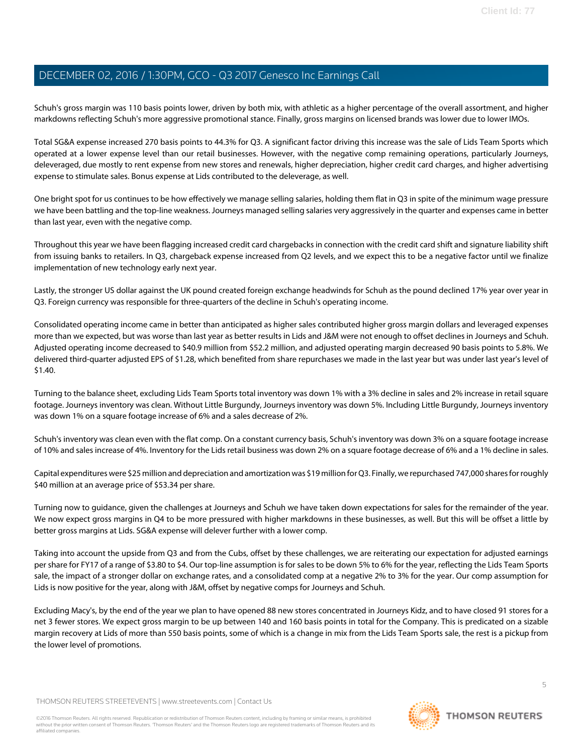Schuh's gross margin was 110 basis points lower, driven by both mix, with athletic as a higher percentage of the overall assortment, and higher markdowns reflecting Schuh's more aggressive promotional stance. Finally, gross margins on licensed brands was lower due to lower IMOs.

Total SG&A expense increased 270 basis points to 44.3% for Q3. A significant factor driving this increase was the sale of Lids Team Sports which operated at a lower expense level than our retail businesses. However, with the negative comp remaining operations, particularly Journeys, deleveraged, due mostly to rent expense from new stores and renewals, higher depreciation, higher credit card charges, and higher advertising expense to stimulate sales. Bonus expense at Lids contributed to the deleverage, as well.

One bright spot for us continues to be how effectively we manage selling salaries, holding them flat in Q3 in spite of the minimum wage pressure we have been battling and the top-line weakness. Journeys managed selling salaries very aggressively in the quarter and expenses came in better than last year, even with the negative comp.

Throughout this year we have been flagging increased credit card chargebacks in connection with the credit card shift and signature liability shift from issuing banks to retailers. In Q3, chargeback expense increased from Q2 levels, and we expect this to be a negative factor until we finalize implementation of new technology early next year.

Lastly, the stronger US dollar against the UK pound created foreign exchange headwinds for Schuh as the pound declined 17% year over year in Q3. Foreign currency was responsible for three-quarters of the decline in Schuh's operating income.

Consolidated operating income came in better than anticipated as higher sales contributed higher gross margin dollars and leveraged expenses more than we expected, but was worse than last year as better results in Lids and J&M were not enough to offset declines in Journeys and Schuh. Adjusted operating income decreased to $40.9 million from $52.2 million, and adjusted operating margin decreased 90 basis points to 5.8%. We delivered third-quarter adjusted EPS of $1.28, which benefited from share repurchases we made in the last year but was under last year's level of $1.40.

Turning to the balance sheet, excluding Lids Team Sports total inventory was down 1% with a 3% decline in sales and 2% increase in retail square footage. Journeys inventory was clean. Without Little Burgundy, Journeys inventory was down 5%. Including Little Burgundy, Journeys inventory was down 1% on a square footage increase of 6% and a sales decrease of 2%.

Schuh's inventory was clean even with the flat comp. On a constant currency basis, Schuh's inventory was down 3% on a square footage increase of 10% and sales increase of 4%. Inventory for the Lids retail business was down 2% on a square footage decrease of 6% and a 1% decline in sales.

Capital expenditures were $25 million and depreciation and amortization was $19 million for Q3. Finally, we repurchased 747,000 shares for roughly $40 million at an average price of $53.34 per share.

Turning now to guidance, given the challenges at Journeys and Schuh we have taken down expectations for sales for the remainder of the year. We now expect gross margins in Q4 to be more pressured with higher markdowns in these businesses, as well. But this will be offset a little by better gross margins at Lids. SG&A expense will delever further with a lower comp.

Taking into account the upside from Q3 and from the Cubs, offset by these challenges, we are reiterating our expectation for adjusted earnings per share for FY17 of a range of $3.80 to $4. Our top-line assumption is for sales to be down 5% to 6% for the year, reflecting the Lids Team Sports sale, the impact of a stronger dollar on exchange rates, and a consolidated comp at a negative 2% to 3% for the year. Our comp assumption for Lids is now positive for the year, along with J&M, offset by negative comps for Journeys and Schuh.

Excluding Macy's, by the end of the year we plan to have opened 88 new stores concentrated in Journeys Kidz, and to have closed 91 stores for a net 3 fewer stores. We expect gross margin to be up between 140 and 160 basis points in total for the Company. This is predicated on a sizable margin recovery at Lids of more than 550 basis points, some of which is a change in mix from the Lids Team Sports sale, the rest is a pickup from the lower level of promotions.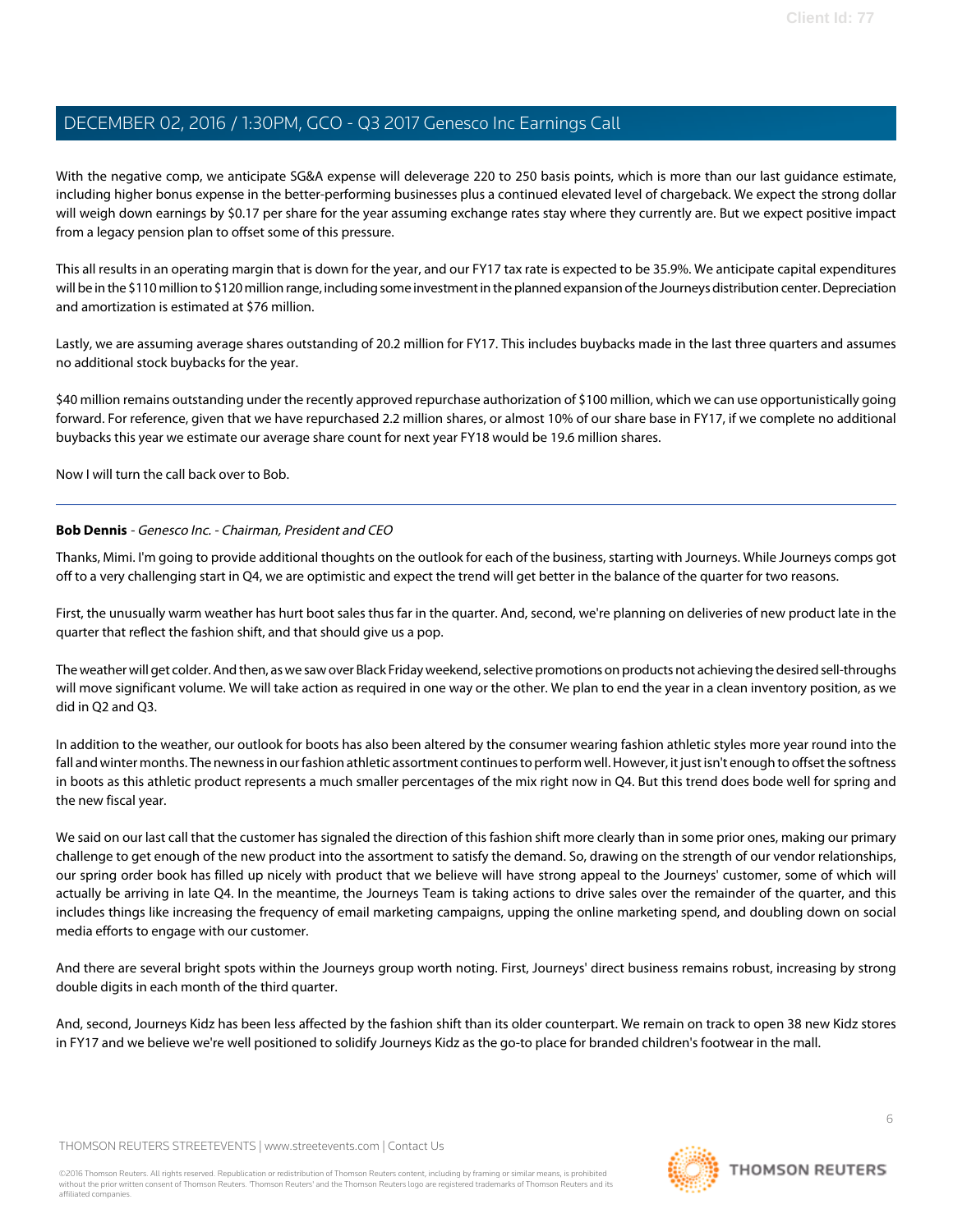With the negative comp, we anticipate SG&A expense will deleverage 220 to 250 basis points, which is more than our last guidance estimate, including higher bonus expense in the better-performing businesses plus a continued elevated level of chargeback. We expect the strong dollar will weigh down earnings by $0.17 per share for the year assuming exchange rates stay where they currently are. But we expect positive impact from a legacy pension plan to offset some of this pressure.

This all results in an operating margin that is down for the year, and our FY17 tax rate is expected to be 35.9%. We anticipate capital expenditures will be in the $110 million to $120 million range, including some investment in the planned expansion of the Journeys distribution center. Depreciation and amortization is estimated at $76 million.

Lastly, we are assuming average shares outstanding of 20.2 million for FY17. This includes buybacks made in the last three quarters and assumes no additional stock buybacks for the year.

$40 million remains outstanding under the recently approved repurchase authorization of $100 million, which we can use opportunistically going forward. For reference, given that we have repurchased 2.2 million shares, or almost 10% of our share base in FY17, if we complete no additional buybacks this year we estimate our average share count for next year FY18 would be 19.6 million shares.

Now I will turn the call back over to Bob.

---

**Bob Dennis** - *Genesco Inc. - Chairman, President and CEO*

Thanks, Mimi. I'm going to provide additional thoughts on the outlook for each of the business, starting with Journeys. While Journeys comps got off to a very challenging start in Q4, we are optimistic and expect the trend will get better in the balance of the quarter for two reasons.

First, the unusually warm weather has hurt boot sales thus far in the quarter. And, second, we're planning on deliveries of new product late in the quarter that reflect the fashion shift, and that should give us a pop.

The weather will get colder. And then, as we saw over Black Friday weekend, selective promotions on products not achieving the desired sell-throughs will move significant volume. We will take action as required in one way or the other. We plan to end the year in a clean inventory position, as we did in Q2 and Q3.

In addition to the weather, our outlook for boots has also been altered by the consumer wearing fashion athletic styles more year round into the fall and winter months. The newness in our fashion athletic assortment continues to perform well. However, it just isn't enough to offset the softness in boots as this athletic product represents a much smaller percentages of the mix right now in Q4. But this trend does bode well for spring and the new fiscal year.

We said on our last call that the customer has signaled the direction of this fashion shift more clearly than in some prior ones, making our primary challenge to get enough of the new product into the assortment to satisfy the demand. So, drawing on the strength of our vendor relationships, our spring order book has filled up nicely with product that we believe will have strong appeal to the Journeys' customer, some of which will actually be arriving in late Q4. In the meantime, the Journeys Team is taking actions to drive sales over the remainder of the quarter, and this includes things like increasing the frequency of email marketing campaigns, upping the online marketing spend, and doubling down on social media efforts to engage with our customer.

And there are several bright spots within the Journeys group worth noting. First, Journeys' direct business remains robust, increasing by strong double digits in each month of the third quarter.

And, second, Journeys Kidz has been less affected by the fashion shift than its older counterpart. We remain on track to open 38 new Kidz stores in FY17 and we believe we're well positioned to solidify Journeys Kidz as the go-to place for branded children's footwear in the mall.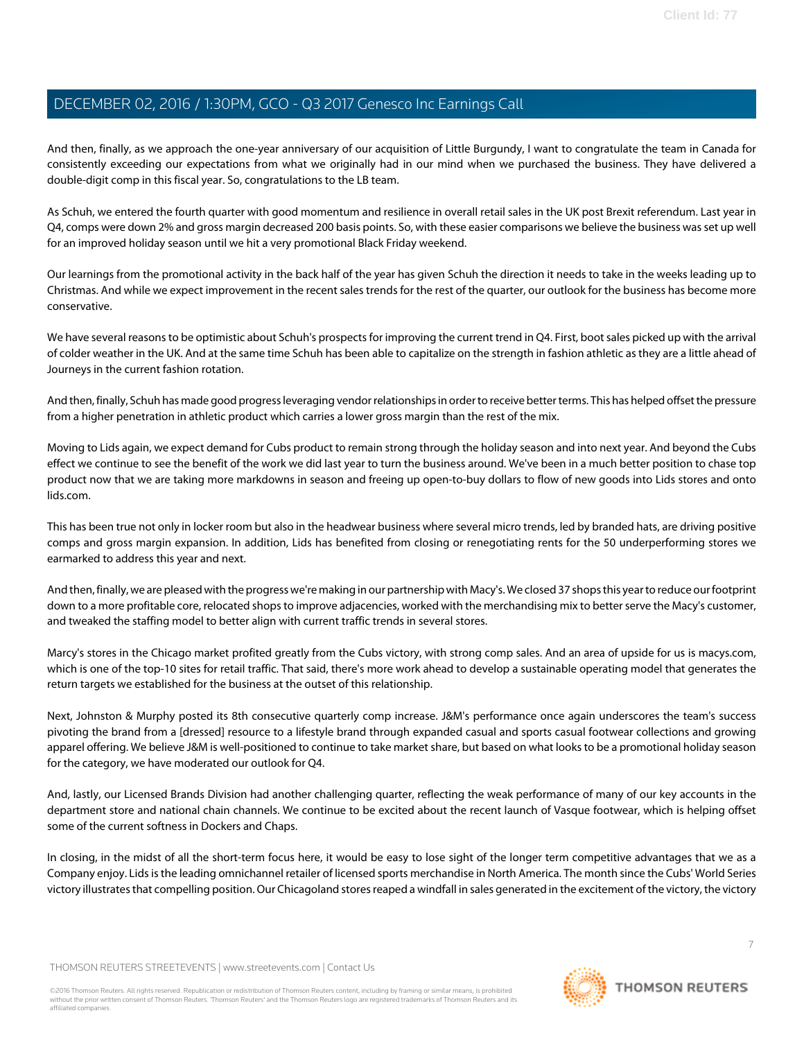And then, finally, as we approach the one-year anniversary of our acquisition of Little Burgundy, I want to congratulate the team in Canada for consistently exceeding our expectations from what we originally had in our mind when we purchased the business. They have delivered a double-digit comp in this fiscal year. So, congratulations to the LB team.

As Schuh, we entered the fourth quarter with good momentum and resilience in overall retail sales in the UK post Brexit referendum. Last year in Q4, comps were down 2% and gross margin decreased 200 basis points. So, with these easier comparisons we believe the business was set up well for an improved holiday season until we hit a very promotional Black Friday weekend.

Our learnings from the promotional activity in the back half of the year has given Schuh the direction it needs to take in the weeks leading up to Christmas. And while we expect improvement in the recent sales trends for the rest of the quarter, our outlook for the business has become more conservative.

We have several reasons to be optimistic about Schuh's prospects for improving the current trend in Q4. First, boot sales picked up with the arrival of colder weather in the UK. And at the same time Schuh has been able to capitalize on the strength in fashion athletic as they are a little ahead of Journeys in the current fashion rotation.

And then, finally, Schuh has made good progress leveraging vendor relationships in order to receive better terms. This has helped offset the pressure from a higher penetration in athletic product which carries a lower gross margin than the rest of the mix.

Moving to Lids again, we expect demand for Cubs product to remain strong through the holiday season and into next year. And beyond the Cubs effect we continue to see the benefit of the work we did last year to turn the business around. We've been in a much better position to chase top product now that we are taking more markdowns in season and freeing up open-to-buy dollars to flow of new goods into Lids stores and onto lids.com.

This has been true not only in locker room but also in the headwear business where several micro trends, led by branded hats, are driving positive comps and gross margin expansion. In addition, Lids has benefited from closing or renegotiating rents for the 50 underperforming stores we earmarked to address this year and next.

And then, finally, we are pleased with the progress we're making in our partnership with Macy's. We closed 37 shops this year to reduce our footprint down to a more profitable core, relocated shops to improve adjacencies, worked with the merchandising mix to better serve the Macy's customer, and tweaked the staffing model to better align with current traffic trends in several stores.

Marcy's stores in the Chicago market profited greatly from the Cubs victory, with strong comp sales. And an area of upside for us is macys.com, which is one of the top-10 sites for retail traffic. That said, there's more work ahead to develop a sustainable operating model that generates the return targets we established for the business at the outset of this relationship.

Next, Johnston & Murphy posted its 8th consecutive quarterly comp increase. J&M's performance once again underscores the team's success pivoting the brand from a [dressed] resource to a lifestyle brand through expanded casual and sports casual footwear collections and growing apparel offering. We believe J&M is well-positioned to continue to take market share, but based on what looks to be a promotional holiday season for the category, we have moderated our outlook for Q4.

And, lastly, our Licensed Brands Division had another challenging quarter, reflecting the weak performance of many of our key accounts in the department store and national chain channels. We continue to be excited about the recent launch of Vasque footwear, which is helping offset some of the current softness in Dockers and Chaps.

In closing, in the midst of all the short-term focus here, it would be easy to lose sight of the longer term competitive advantages that we as a Company enjoy. Lids is the leading omnichannel retailer of licensed sports merchandise in North America. The month since the Cubs' World Series victory illustrates that compelling position. Our Chicagoland stores reaped a windfall in sales generated in the excitement of the victory, the victory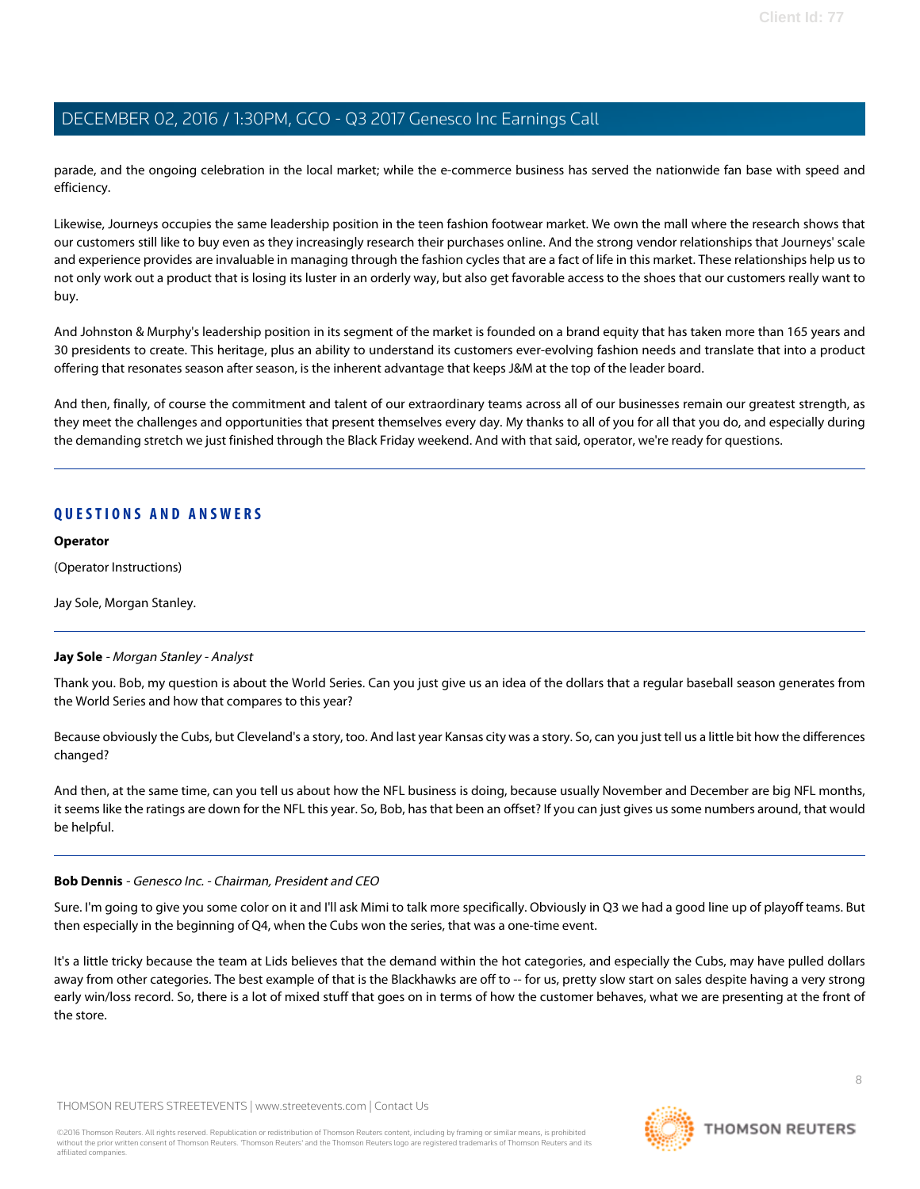parade, and the ongoing celebration in the local market; while the e-commerce business has served the nationwide fan base with speed and efficiency.

Likewise, Journeys occupies the same leadership position in the teen fashion footwear market. We own the mall where the research shows that our customers still like to buy even as they increasingly research their purchases online. And the strong vendor relationships that Journeys' scale and experience provides are invaluable in managing through the fashion cycles that are a fact of life in this market. These relationships help us to not only work out a product that is losing its luster in an orderly way, but also get favorable access to the shoes that our customers really want to buy.

And Johnston & Murphy's leadership position in its segment of the market is founded on a brand equity that has taken more than 165 years and 30 presidents to create. This heritage, plus an ability to understand its customers ever-evolving fashion needs and translate that into a product offering that resonates season after season, is the inherent advantage that keeps J&M at the top of the leader board.

And then, finally, of course the commitment and talent of our extraordinary teams across all of our businesses remain our greatest strength, as they meet the challenges and opportunities that present themselves every day. My thanks to all of you for all that you do, and especially during the demanding stretch we just finished through the Black Friday weekend. And with that said, operator, we're ready for questions.

---

## QUESTIONS AND ANSWERS

**Operator**

(Operator Instructions)

Jay Sole, Morgan Stanley.

---

**Jay Sole** - *Morgan Stanley - Analyst*

Thank you. Bob, my question is about the World Series. Can you just give us an idea of the dollars that a regular baseball season generates from the World Series and how that compares to this year?

Because obviously the Cubs, but Cleveland's a story, too. And last year Kansas city was a story. So, can you just tell us a little bit how the differences changed?

And then, at the same time, can you tell us about how the NFL business is doing, because usually November and December are big NFL months, it seems like the ratings are down for the NFL this year. So, Bob, has that been an offset? If you can just gives us some numbers around, that would be helpful.

---

**Bob Dennis** - *Genesco Inc. - Chairman, President and CEO*

Sure. I'm going to give you some color on it and I'll ask Mimi to talk more specifically. Obviously in Q3 we had a good line up of playoff teams. But then especially in the beginning of Q4, when the Cubs won the series, that was a one-time event.

It's a little tricky because the team at Lids believes that the demand within the hot categories, and especially the Cubs, may have pulled dollars away from other categories. The best example of that is the Blackhawks are off to -- for us, pretty slow start on sales despite having a very strong early win/loss record. So, there is a lot of mixed stuff that goes on in terms of how the customer behaves, what we are presenting at the front of the store.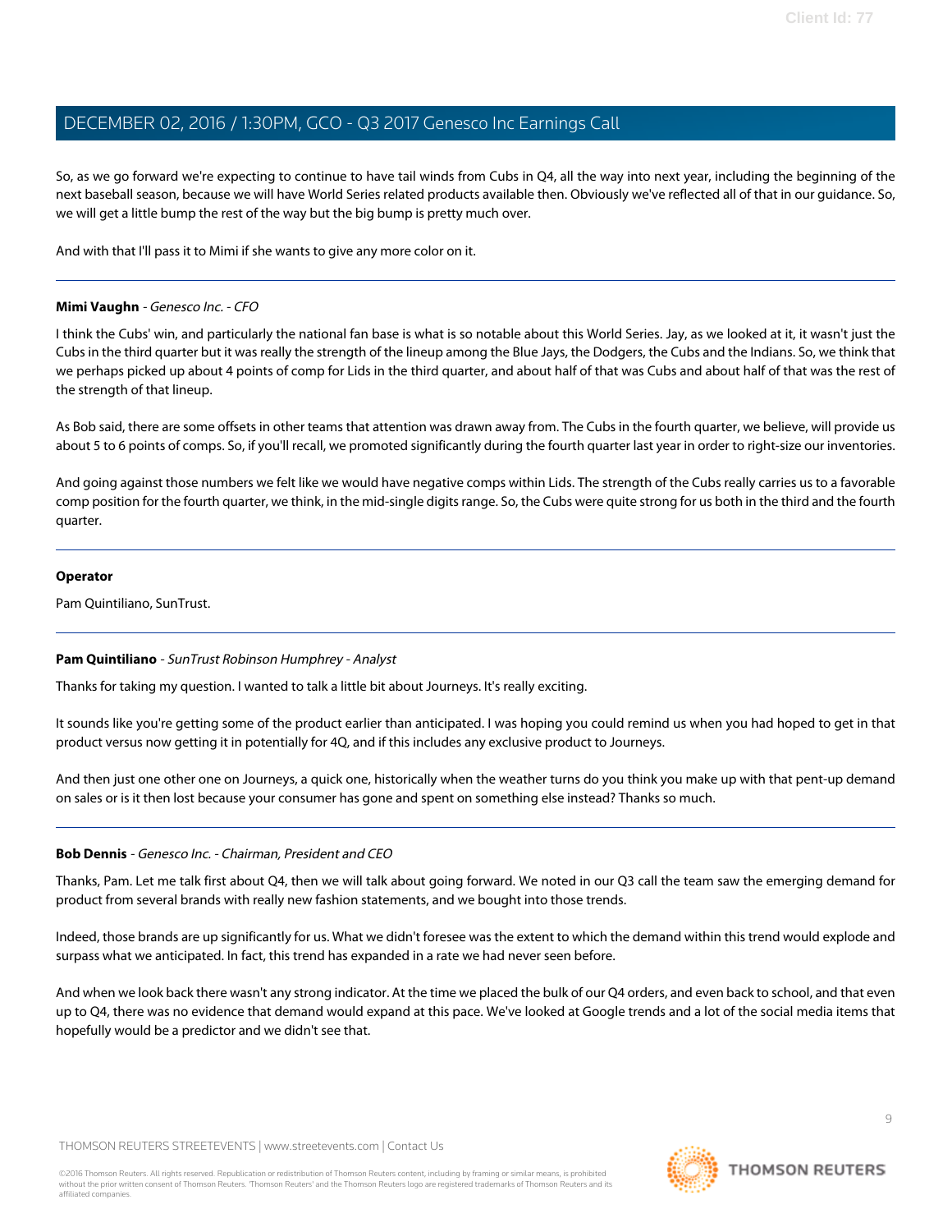So, as we go forward we're expecting to continue to have tail winds from Cubs in Q4, all the way into next year, including the beginning of the next baseball season, because we will have World Series related products available then. Obviously we've reflected all of that in our guidance. So, we will get a little bump the rest of the way but the big bump is pretty much over.

And with that I'll pass it to Mimi if she wants to give any more color on it.

---

**Mimi Vaughn** - *Genesco Inc. - CFO*

I think the Cubs' win, and particularly the national fan base is what is so notable about this World Series. Jay, as we looked at it, it wasn't just the Cubs in the third quarter but it was really the strength of the lineup among the Blue Jays, the Dodgers, the Cubs and the Indians. So, we think that we perhaps picked up about 4 points of comp for Lids in the third quarter, and about half of that was Cubs and about half of that was the rest of the strength of that lineup.

As Bob said, there are some offsets in other teams that attention was drawn away from. The Cubs in the fourth quarter, we believe, will provide us about 5 to 6 points of comps. So, if you'll recall, we promoted significantly during the fourth quarter last year in order to right-size our inventories.

And going against those numbers we felt like we would have negative comps within Lids. The strength of the Cubs really carries us to a favorable comp position for the fourth quarter, we think, in the mid-single digits range. So, the Cubs were quite strong for us both in the third and the fourth quarter.

---

**Operator**

Pam Quintiliano, SunTrust.

---

**Pam Quintiliano** - *SunTrust Robinson Humphrey - Analyst*

Thanks for taking my question. I wanted to talk a little bit about Journeys. It's really exciting.

It sounds like you're getting some of the product earlier than anticipated. I was hoping you could remind us when you had hoped to get in that product versus now getting it in potentially for 4Q, and if this includes any exclusive product to Journeys.

And then just one other one on Journeys, a quick one, historically when the weather turns do you think you make up with that pent-up demand on sales or is it then lost because your consumer has gone and spent on something else instead? Thanks so much.

---

**Bob Dennis** - *Genesco Inc. - Chairman, President and CEO*

Thanks, Pam. Let me talk first about Q4, then we will talk about going forward. We noted in our Q3 call the team saw the emerging demand for product from several brands with really new fashion statements, and we bought into those trends.

Indeed, those brands are up significantly for us. What we didn't foresee was the extent to which the demand within this trend would explode and surpass what we anticipated. In fact, this trend has expanded in a rate we had never seen before.

And when we look back there wasn't any strong indicator. At the time we placed the bulk of our Q4 orders, and even back to school, and that even up to Q4, there was no evidence that demand would expand at this pace. We've looked at Google trends and a lot of the social media items that hopefully would be a predictor and we didn't see that.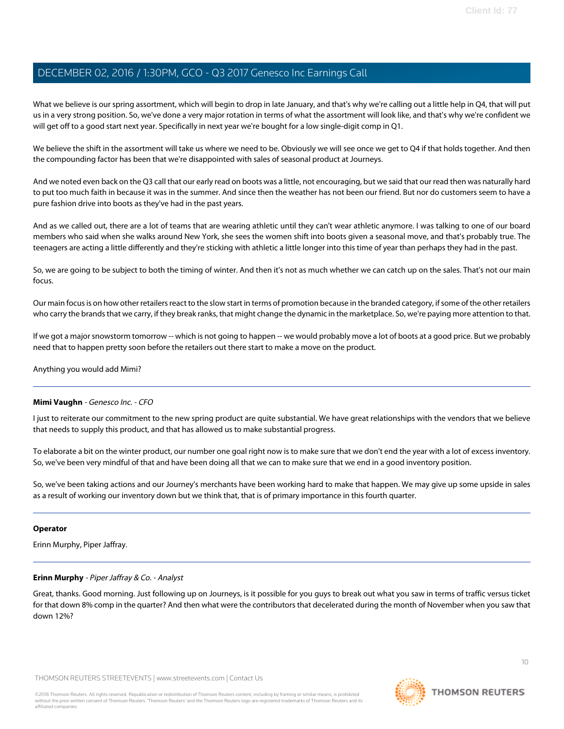What we believe is our spring assortment, which will begin to drop in late January, and that's why we're calling out a little help in Q4, that will put us in a very strong position. So, we've done a very major rotation in terms of what the assortment will look like, and that's why we're confident we will get off to a good start next year. Specifically in next year we're bought for a low single-digit comp in Q1.

We believe the shift in the assortment will take us where we need to be. Obviously we will see once we get to Q4 if that holds together. And then the compounding factor has been that we're disappointed with sales of seasonal product at Journeys.

And we noted even back on the Q3 call that our early read on boots was a little, not encouraging, but we said that our read then was naturally hard to put too much faith in because it was in the summer. And since then the weather has not been our friend. But nor do customers seem to have a pure fashion drive into boots as they've had in the past years.

And as we called out, there are a lot of teams that are wearing athletic until they can't wear athletic anymore. I was talking to one of our board members who said when she walks around New York, she sees the women shift into boots given a seasonal move, and that's probably true. The teenagers are acting a little differently and they're sticking with athletic a little longer into this time of year than perhaps they had in the past.

So, we are going to be subject to both the timing of winter. And then it's not as much whether we can catch up on the sales. That's not our main focus.

Our main focus is on how other retailers react to the slow start in terms of promotion because in the branded category, if some of the other retailers who carry the brands that we carry, if they break ranks, that might change the dynamic in the marketplace. So, we're paying more attention to that.

If we got a major snowstorm tomorrow -- which is not going to happen -- we would probably move a lot of boots at a good price. But we probably need that to happen pretty soon before the retailers out there start to make a move on the product.

Anything you would add Mimi?

---

**Mimi Vaughn** - *Genesco Inc. - CFO*

I just to reiterate our commitment to the new spring product are quite substantial. We have great relationships with the vendors that we believe that needs to supply this product, and that has allowed us to make substantial progress.

To elaborate a bit on the winter product, our number one goal right now is to make sure that we don't end the year with a lot of excess inventory. So, we've been very mindful of that and have been doing all that we can to make sure that we end in a good inventory position.

So, we've been taking actions and our Journey's merchants have been working hard to make that happen. We may give up some upside in sales as a result of working our inventory down but we think that, that is of primary importance in this fourth quarter.

---

**Operator**

Erinn Murphy, Piper Jaffray.

---

**Erinn Murphy** - *Piper Jaffray & Co. - Analyst*

Great, thanks. Good morning. Just following up on Journeys, is it possible for you guys to break out what you saw in terms of traffic versus ticket for that down 8% comp in the quarter? And then what were the contributors that decelerated during the month of November when you saw that down 12%?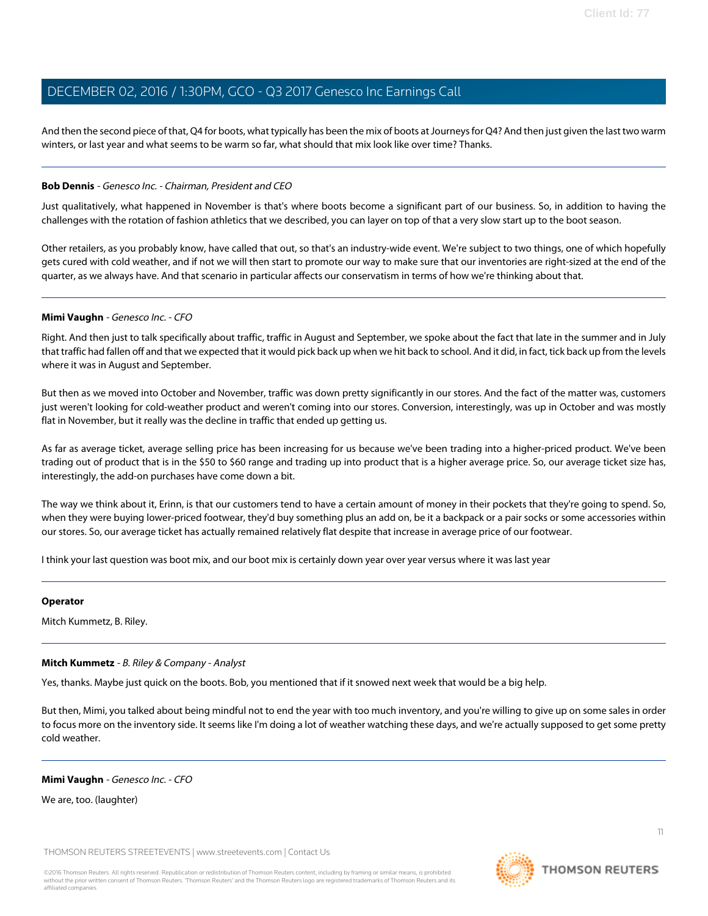And then the second piece of that, Q4 for boots, what typically has been the mix of boots at Journeys for Q4? And then just given the last two warm winters, or last year and what seems to be warm so far, what should that mix look like over time? Thanks.

---

**Bob Dennis** - *Genesco Inc. - Chairman, President and CEO*

Just qualitatively, what happened in November is that's where boots become a significant part of our business. So, in addition to having the challenges with the rotation of fashion athletics that we described, you can layer on top of that a very slow start up to the boot season.

Other retailers, as you probably know, have called that out, so that's an industry-wide event. We're subject to two things, one of which hopefully gets cured with cold weather, and if not we will then start to promote our way to make sure that our inventories are right-sized at the end of the quarter, as we always have. And that scenario in particular affects our conservatism in terms of how we're thinking about that.

---

**Mimi Vaughn** - *Genesco Inc. - CFO*

Right. And then just to talk specifically about traffic, traffic in August and September, we spoke about the fact that late in the summer and in July that traffic had fallen off and that we expected that it would pick back up when we hit back to school. And it did, in fact, tick back up from the levels where it was in August and September.

But then as we moved into October and November, traffic was down pretty significantly in our stores. And the fact of the matter was, customers just weren't looking for cold-weather product and weren't coming into our stores. Conversion, interestingly, was up in October and was mostly flat in November, but it really was the decline in traffic that ended up getting us.

As far as average ticket, average selling price has been increasing for us because we've been trading into a higher-priced product. We've been trading out of product that is in the $50 to $60 range and trading up into product that is a higher average price. So, our average ticket size has, interestingly, the add-on purchases have come down a bit.

The way we think about it, Erinn, is that our customers tend to have a certain amount of money in their pockets that they're going to spend. So, when they were buying lower-priced footwear, they'd buy something plus an add on, be it a backpack or a pair socks or some accessories within our stores. So, our average ticket has actually remained relatively flat despite that increase in average price of our footwear.

I think your last question was boot mix, and our boot mix is certainly down year over year versus where it was last year

---

**Operator**

Mitch Kummetz, B. Riley.

---

**Mitch Kummetz** - *B. Riley & Company - Analyst*

Yes, thanks. Maybe just quick on the boots. Bob, you mentioned that if it snowed next week that would be a big help.

But then, Mimi, you talked about being mindful not to end the year with too much inventory, and you're willing to give up on some sales in order to focus more on the inventory side. It seems like I'm doing a lot of weather watching these days, and we're actually supposed to get some pretty cold weather.

---

**Mimi Vaughn** - *Genesco Inc. - CFO*

We are, too. (laughter)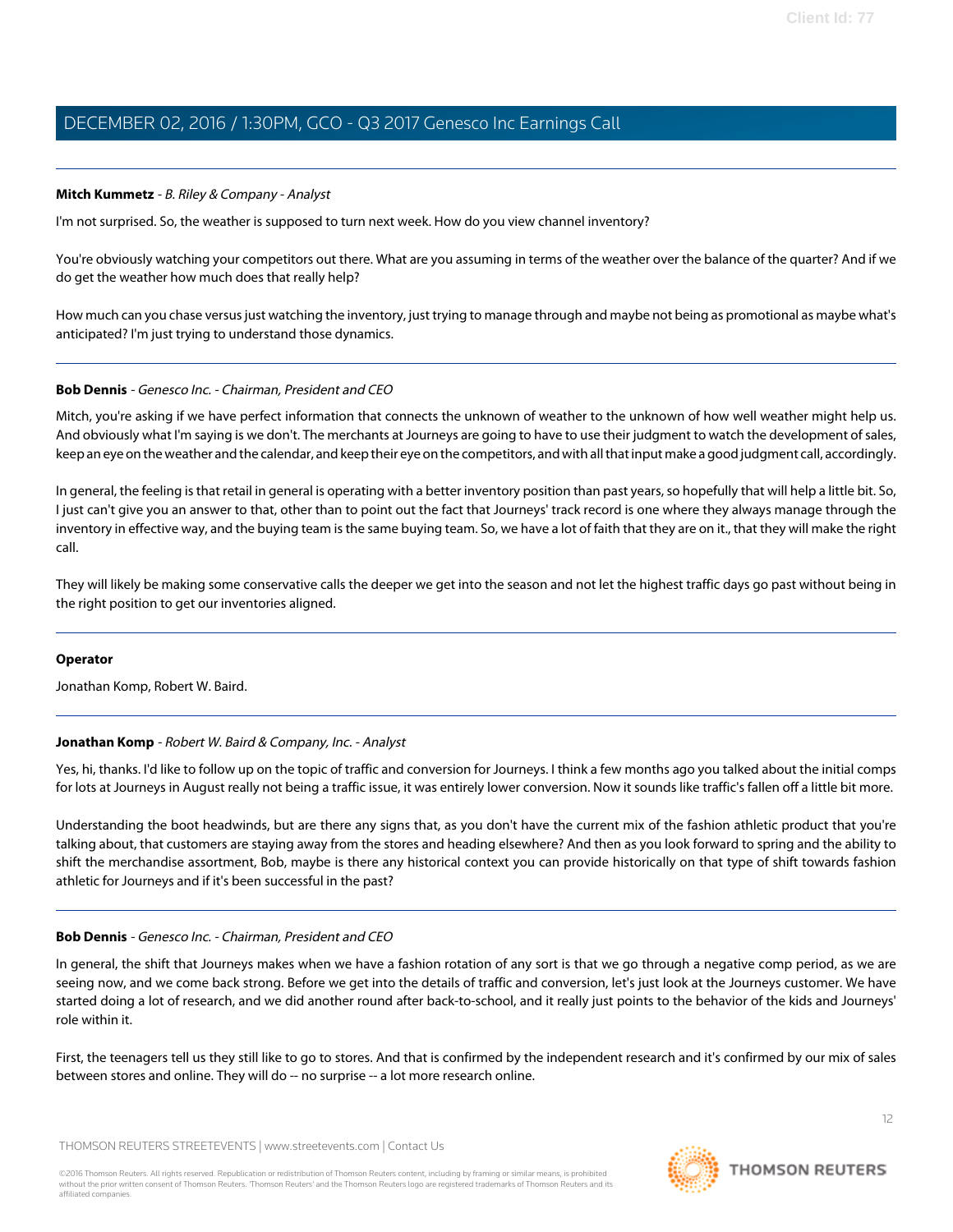**Mitch Kummetz** - *B. Riley & Company - Analyst*

I'm not surprised. So, the weather is supposed to turn next week. How do you view channel inventory?

You're obviously watching your competitors out there. What are you assuming in terms of the weather over the balance of the quarter? And if we do get the weather how much does that really help?

How much can you chase versus just watching the inventory, just trying to manage through and maybe not being as promotional as maybe what's anticipated? I'm just trying to understand those dynamics.

---

**Bob Dennis** - *Genesco Inc. - Chairman, President and CEO*

Mitch, you're asking if we have perfect information that connects the unknown of weather to the unknown of how well weather might help us. And obviously what I'm saying is we don't. The merchants at Journeys are going to have to use their judgment to watch the development of sales, keep an eye on the weather and the calendar, and keep their eye on the competitors, and with all that input make a good judgment call, accordingly.

In general, the feeling is that retail in general is operating with a better inventory position than past years, so hopefully that will help a little bit. So, I just can't give you an answer to that, other than to point out the fact that Journeys' track record is one where they always manage through the inventory in effective way, and the buying team is the same buying team. So, we have a lot of faith that they are on it., that they will make the right call.

They will likely be making some conservative calls the deeper we get into the season and not let the highest traffic days go past without being in the right position to get our inventories aligned.

---

**Operator**

Jonathan Komp, Robert W. Baird.

---

**Jonathan Komp** - *Robert W. Baird & Company, Inc. - Analyst*

Yes, hi, thanks. I'd like to follow up on the topic of traffic and conversion for Journeys. I think a few months ago you talked about the initial comps for lots at Journeys in August really not being a traffic issue, it was entirely lower conversion. Now it sounds like traffic's fallen off a little bit more.

Understanding the boot headwinds, but are there any signs that, as you don't have the current mix of the fashion athletic product that you're talking about, that customers are staying away from the stores and heading elsewhere? And then as you look forward to spring and the ability to shift the merchandise assortment, Bob, maybe is there any historical context you can provide historically on that type of shift towards fashion athletic for Journeys and if it's been successful in the past?

---

**Bob Dennis** - *Genesco Inc. - Chairman, President and CEO*

In general, the shift that Journeys makes when we have a fashion rotation of any sort is that we go through a negative comp period, as we are seeing now, and we come back strong. Before we get into the details of traffic and conversion, let's just look at the Journeys customer. We have started doing a lot of research, and we did another round after back-to-school, and it really just points to the behavior of the kids and Journeys' role within it.

First, the teenagers tell us they still like to go to stores. And that is confirmed by the independent research and it's confirmed by our mix of sales between stores and online. They will do -- no surprise -- a lot more research online.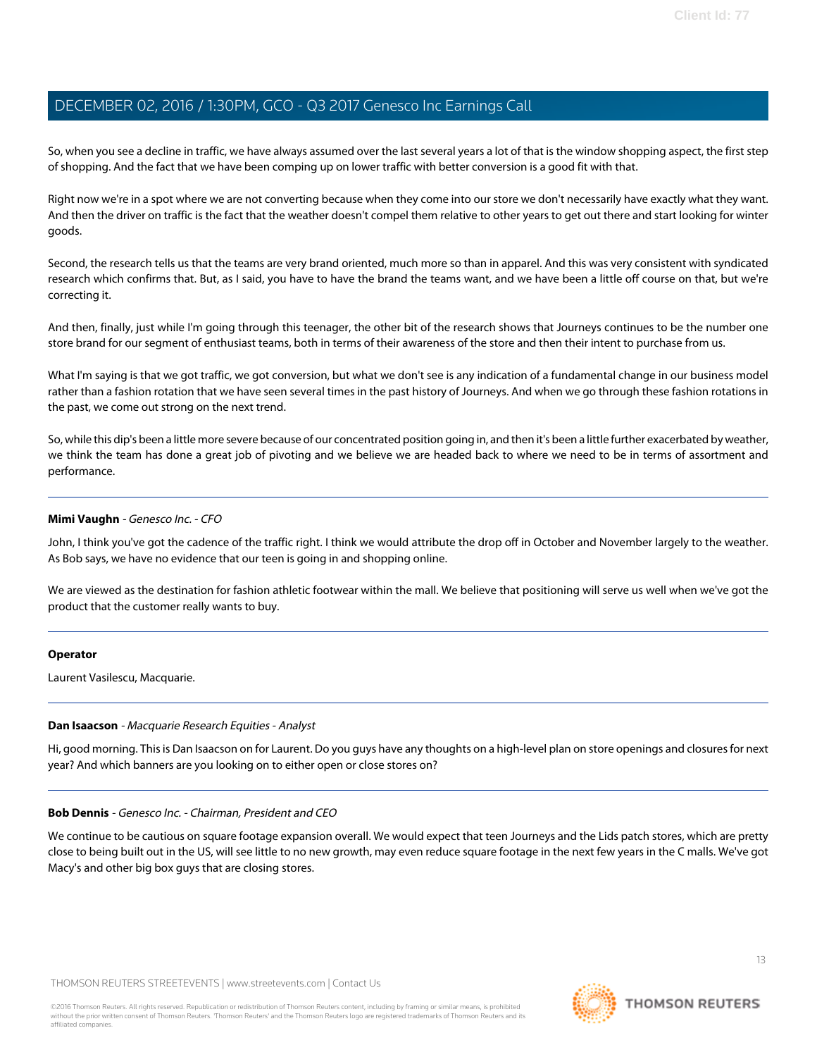So, when you see a decline in traffic, we have always assumed over the last several years a lot of that is the window shopping aspect, the first step of shopping. And the fact that we have been comping up on lower traffic with better conversion is a good fit with that.

Right now we're in a spot where we are not converting because when they come into our store we don't necessarily have exactly what they want. And then the driver on traffic is the fact that the weather doesn't compel them relative to other years to get out there and start looking for winter goods.

Second, the research tells us that the teams are very brand oriented, much more so than in apparel. And this was very consistent with syndicated research which confirms that. But, as I said, you have to have the brand the teams want, and we have been a little off course on that, but we're correcting it.

And then, finally, just while I'm going through this teenager, the other bit of the research shows that Journeys continues to be the number one store brand for our segment of enthusiast teams, both in terms of their awareness of the store and then their intent to purchase from us.

What I'm saying is that we got traffic, we got conversion, but what we don't see is any indication of a fundamental change in our business model rather than a fashion rotation that we have seen several times in the past history of Journeys. And when we go through these fashion rotations in the past, we come out strong on the next trend.

So, while this dip's been a little more severe because of our concentrated position going in, and then it's been a little further exacerbated by weather, we think the team has done a great job of pivoting and we believe we are headed back to where we need to be in terms of assortment and performance.

---

**Mimi Vaughn** - *Genesco Inc. - CFO*

John, I think you've got the cadence of the traffic right. I think we would attribute the drop off in October and November largely to the weather. As Bob says, we have no evidence that our teen is going in and shopping online.

We are viewed as the destination for fashion athletic footwear within the mall. We believe that positioning will serve us well when we've got the product that the customer really wants to buy.

---

**Operator**

Laurent Vasilescu, Macquarie.

---

**Dan Isaacson** - *Macquarie Research Equities - Analyst*

Hi, good morning. This is Dan Isaacson on for Laurent. Do you guys have any thoughts on a high-level plan on store openings and closures for next year? And which banners are you looking on to either open or close stores on?

---

**Bob Dennis** - *Genesco Inc. - Chairman, President and CEO*

We continue to be cautious on square footage expansion overall. We would expect that teen Journeys and the Lids patch stores, which are pretty close to being built out in the US, will see little to no new growth, may even reduce square footage in the next few years in the C malls. We've got Macy's and other big box guys that are closing stores.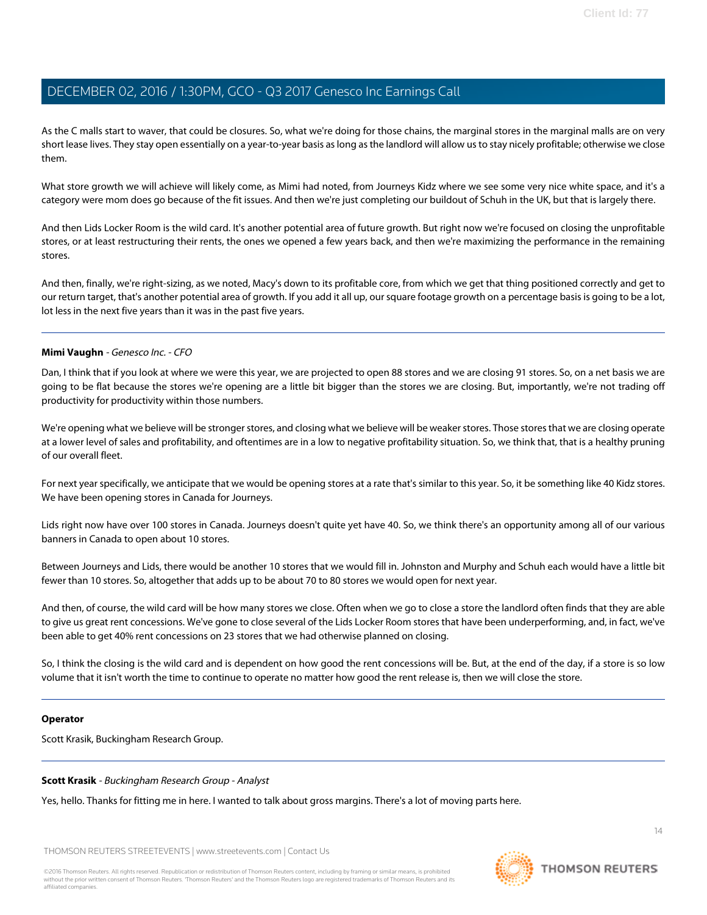As the C malls start to waver, that could be closures. So, what we're doing for those chains, the marginal stores in the marginal malls are on very short lease lives. They stay open essentially on a year-to-year basis as long as the landlord will allow us to stay nicely profitable; otherwise we close them.

What store growth we will achieve will likely come, as Mimi had noted, from Journeys Kidz where we see some very nice white space, and it's a category were mom does go because of the fit issues. And then we're just completing our buildout of Schuh in the UK, but that is largely there.

And then Lids Locker Room is the wild card. It's another potential area of future growth. But right now we're focused on closing the unprofitable stores, or at least restructuring their rents, the ones we opened a few years back, and then we're maximizing the performance in the remaining stores.

And then, finally, we're right-sizing, as we noted, Macy's down to its profitable core, from which we get that thing positioned correctly and get to our return target, that's another potential area of growth. If you add it all up, our square footage growth on a percentage basis is going to be a lot, lot less in the next five years than it was in the past five years.

---

**Mimi Vaughn** - *Genesco Inc. - CFO*

Dan, I think that if you look at where we were this year, we are projected to open 88 stores and we are closing 91 stores. So, on a net basis we are going to be flat because the stores we're opening are a little bit bigger than the stores we are closing. But, importantly, we're not trading off productivity for productivity within those numbers.

We're opening what we believe will be stronger stores, and closing what we believe will be weaker stores. Those stores that we are closing operate at a lower level of sales and profitability, and oftentimes are in a low to negative profitability situation. So, we think that, that is a healthy pruning of our overall fleet.

For next year specifically, we anticipate that we would be opening stores at a rate that's similar to this year. So, it be something like 40 Kidz stores. We have been opening stores in Canada for Journeys.

Lids right now have over 100 stores in Canada. Journeys doesn't quite yet have 40. So, we think there's an opportunity among all of our various banners in Canada to open about 10 stores.

Between Journeys and Lids, there would be another 10 stores that we would fill in. Johnston and Murphy and Schuh each would have a little bit fewer than 10 stores. So, altogether that adds up to be about 70 to 80 stores we would open for next year.

And then, of course, the wild card will be how many stores we close. Often when we go to close a store the landlord often finds that they are able to give us great rent concessions. We've gone to close several of the Lids Locker Room stores that have been underperforming, and, in fact, we've been able to get 40% rent concessions on 23 stores that we had otherwise planned on closing.

So, I think the closing is the wild card and is dependent on how good the rent concessions will be. But, at the end of the day, if a store is so low volume that it isn't worth the time to continue to operate no matter how good the rent release is, then we will close the store.

---

**Operator**

Scott Krasik, Buckingham Research Group.

---

**Scott Krasik** - *Buckingham Research Group - Analyst*

Yes, hello. Thanks for fitting me in here. I wanted to talk about gross margins. There's a lot of moving parts here.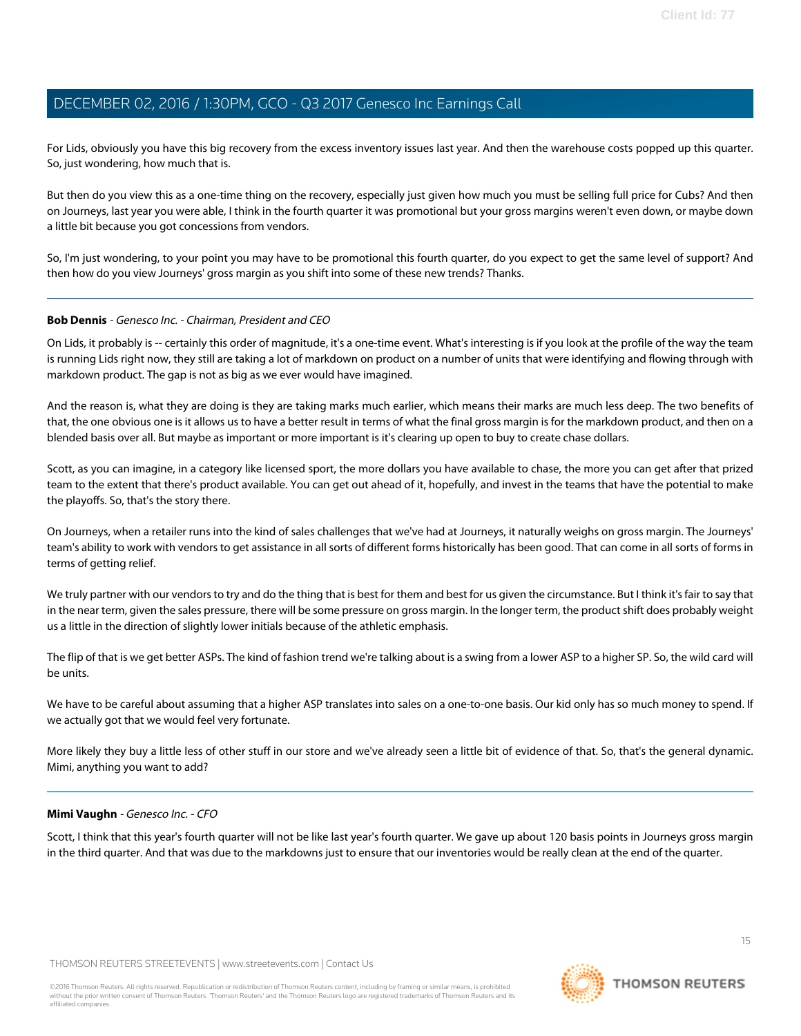For Lids, obviously you have this big recovery from the excess inventory issues last year. And then the warehouse costs popped up this quarter. So, just wondering, how much that is.

But then do you view this as a one-time thing on the recovery, especially just given how much you must be selling full price for Cubs? And then on Journeys, last year you were able, I think in the fourth quarter it was promotional but your gross margins weren't even down, or maybe down a little bit because you got concessions from vendors.

So, I'm just wondering, to your point you may have to be promotional this fourth quarter, do you expect to get the same level of support? And then how do you view Journeys' gross margin as you shift into some of these new trends? Thanks.

---

**Bob Dennis** - *Genesco Inc. - Chairman, President and CEO*

On Lids, it probably is -- certainly this order of magnitude, it's a one-time event. What's interesting is if you look at the profile of the way the team is running Lids right now, they still are taking a lot of markdown on product on a number of units that were identifying and flowing through with markdown product. The gap is not as big as we ever would have imagined.

And the reason is, what they are doing is they are taking marks much earlier, which means their marks are much less deep. The two benefits of that, the one obvious one is it allows us to have a better result in terms of what the final gross margin is for the markdown product, and then on a blended basis over all. But maybe as important or more important is it's clearing up open to buy to create chase dollars.

Scott, as you can imagine, in a category like licensed sport, the more dollars you have available to chase, the more you can get after that prized team to the extent that there's product available. You can get out ahead of it, hopefully, and invest in the teams that have the potential to make the playoffs. So, that's the story there.

On Journeys, when a retailer runs into the kind of sales challenges that we've had at Journeys, it naturally weighs on gross margin. The Journeys' team's ability to work with vendors to get assistance in all sorts of different forms historically has been good. That can come in all sorts of forms in terms of getting relief.

We truly partner with our vendors to try and do the thing that is best for them and best for us given the circumstance. But I think it's fair to say that in the near term, given the sales pressure, there will be some pressure on gross margin. In the longer term, the product shift does probably weight us a little in the direction of slightly lower initials because of the athletic emphasis.

The flip of that is we get better ASPs. The kind of fashion trend we're talking about is a swing from a lower ASP to a higher SP. So, the wild card will be units.

We have to be careful about assuming that a higher ASP translates into sales on a one-to-one basis. Our kid only has so much money to spend. If we actually got that we would feel very fortunate.

More likely they buy a little less of other stuff in our store and we've already seen a little bit of evidence of that. So, that's the general dynamic. Mimi, anything you want to add?

---

**Mimi Vaughn** - *Genesco Inc. - CFO*

Scott, I think that this year's fourth quarter will not be like last year's fourth quarter. We gave up about 120 basis points in Journeys gross margin in the third quarter. And that was due to the markdowns just to ensure that our inventories would be really clean at the end of the quarter.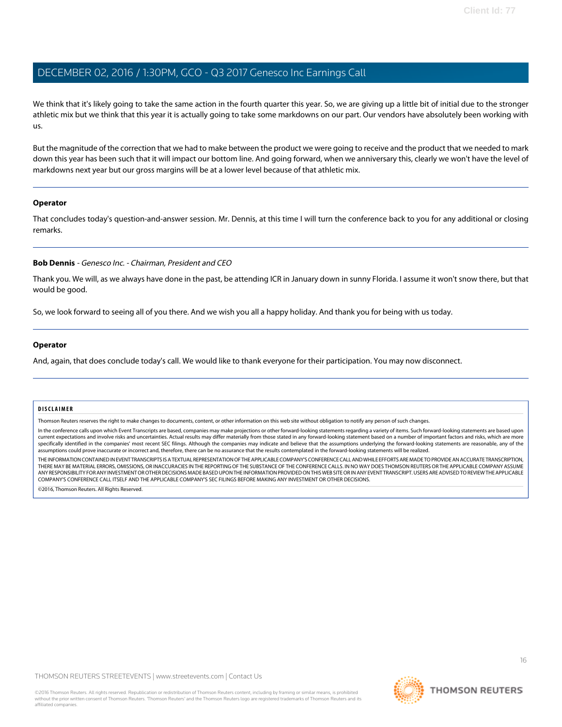We think that it's likely going to take the same action in the fourth quarter this year. So, we are giving up a little bit of initial due to the stronger athletic mix but we think that this year it is actually going to take some markdowns on our part. Our vendors have absolutely been working with us.

But the magnitude of the correction that we had to make between the product we were going to receive and the product that we needed to mark down this year has been such that it will impact our bottom line. And going forward, when we anniversary this, clearly we won't have the level of markdowns next year but our gross margins will be at a lower level because of that athletic mix.

---

**Operator**

That concludes today's question-and-answer session. Mr. Dennis, at this time I will turn the conference back to you for any additional or closing remarks.

---

**Bob Dennis** - *Genesco Inc. - Chairman, President and CEO*

Thank you. We will, as we always have done in the past, be attending ICR in January down in sunny Florida. I assume it won't snow there, but that would be good.

So, we look forward to seeing all of you there. And we wish you all a happy holiday. And thank you for being with us today.

---

**Operator**

And, again, that does conclude today's call. We would like to thank everyone for their participation. You may now disconnect.

---

**DISCLAIMER**

Thomson Reuters reserves the right to make changes to documents, content, or other information on this web site without obligation to notify any person of such changes.

In the conference calls upon which Event Transcripts are based, companies may make projections or other forward-looking statements regarding a variety of items. Such forward-looking statements are based upon current expectations and involve risks and uncertainties. Actual results may differ materially from those stated in any forward-looking statement based on a number of important factors and risks, which are more specifically identified in the companies' most recent SEC filings. Although the companies may indicate and believe that the assumptions underlying the forward-looking statements are reasonable, any of the assumptions could prove inaccurate or incorrect and, therefore, there can be no assurance that the results contemplated in the forward-looking statements will be realized.

THE INFORMATION CONTAINED IN EVENT TRANSCRIPTS IS A TEXTUAL REPRESENTATION OF THE APPLICABLE COMPANY'S CONFERENCE CALL AND WHILE EFFORTS ARE MADE TO PROVIDE AN ACCURATE TRANSCRIPTION, THERE MAY BE MATERIAL ERRORS, OMISSIONS, OR INACCURACIES IN THE REPORTING OF THE SUBSTANCE OF THE CONFERENCE CALLS. IN NO WAY DOES THOMSON REUTERS OR THE APPLICABLE COMPANY ASSUME ANY RESPONSIBILITY FOR ANY INVESTMENT OR OTHER DECISIONS MADE BASED UPON THE INFORMATION PROVIDED ON THIS WEB SITE OR IN ANY EVENT TRANSCRIPT. USERS ARE ADVISED TO REVIEW THE APPLICABLE COMPANY'S CONFERENCE CALL ITSELF AND THE APPLICABLE COMPANY'S SEC FILINGS BEFORE MAKING ANY INVESTMENT OR OTHER DECISIONS.

©2016, Thomson Reuters. All Rights Reserved.